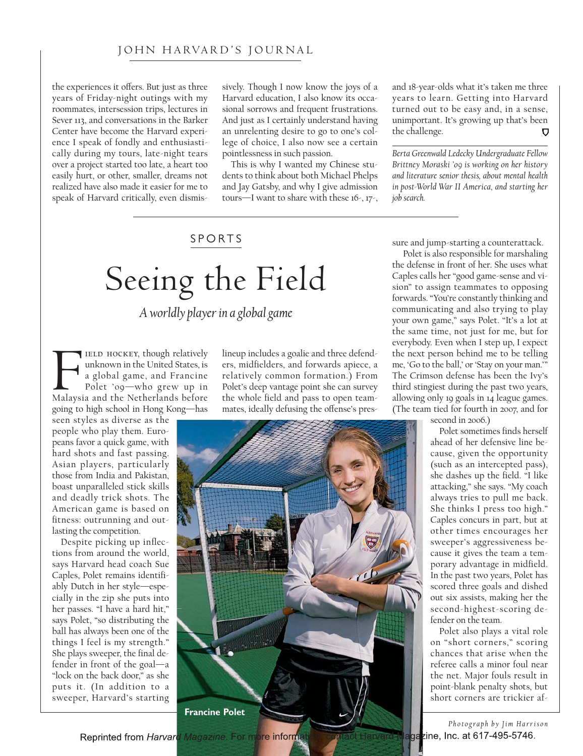the experiences it offers. But just as three years of Friday-night outings with my roommates, intersession trips, lectures in Sever 113, and conversations in the Barker Center have become the Harvard experience I speak of fondly and enthusiastically during my tours, late-night tears over a project started too late, a heart too easily hurt, or other, smaller, dreams not realized have also made it easier for me to speak of Harvard critically, even dismissively. Though I now know the joys of a Harvard education, I also know its occasional sorrows and frequent frustrations. And just as I certainly understand having an unrelenting desire to go to one's college of choice, I also now see a certain pointlessness in such passion.

This is why I wanted my Chinese students to think about both Michael Phelps and Jay Gatsby, and why I give admission tours—I want to share with these 16-, 17-, and 18-year-olds what it's taken me three years to learn. Getting into Harvard turned out to be easy and, in a sense, unimportant. It's growing up that's been the challenge.

*Berta Greenwald Ledecky Undergraduate Fellow Brittney Moraski '09 is working on her history and literature senior thesis, about mental health in post-World War II America, and starting her job search.*

## SPORTS

# Seeing the Field

*A worldly player in a global game*

Field hockey, though relatively unknown in the United States, is a global game, and Francine Polet '09—who grew up in Malaysia and the Netherlands before going to high school in Hong Kong—has seen styles as diverse as the people who play them. Europeans favor a quick game, with hard shots and fast passing. Asian players, particularly those from India and Pakistan, boast unparalleled stick skills and deadly trick shots. The American game is based on fitness: outrunning and outlasting the competition.

Despite picking up inflections from around the world, says Harvard head coach Sue Caples, Polet remains identifiably Dutch in her style—especially in the zip she puts into her passes. "I have a hard hit," says Polet, "so distributing the ball has always been one of the things I feel is my strength." She plays sweeper, the final defender in front of the goal—a "lock on the back door," as she puts it. (In addition to a sweeper, Harvard's starting lineup includes a goalie and three defenders, midfielders, and forwards apiece, a relatively common formation.) From Polet's deep vantage point she can survey the whole field and pass to open teammates, ideally defusing the offense's pressure and jump-starting a counterattack.

Polet is also responsible for marshaling the defense in front of her. She uses what Caples calls her "good game-sense and vision" to assign teammates to opposing forwards. "You're constantly thinking and communicating and also trying to play your own game," says Polet. "It's a lot at the same time, not just for me, but for everybody. Even when I step up, I expect the next person behind me to be telling me, 'Go to the ball,' or 'Stay on your man.'" The Crimson defense has been the Ivy's third stingiest during the past two years, allowing only 19 goals in 14 league games. (The team tied for fourth in 2007, and for second in 2006.)

Polet sometimes finds herself ahead of her defensive line because, given the opportunity (such as an intercepted pass), she dashes up the field. "I like attacking," she says. "My coach always tries to pull me back. She thinks I press too high." Caples concurs in part, but at other times encourages her sweeper's aggressiveness because it gives the team a temporary advantage in midfield. In the past two years, Polet has scored three goals and dished out six assists, making her the second-highest-scoring defender on the team.

Polet also plays a vital role on "short corners," scoring chances that arise when the referee calls a minor foul near the net. Major fouls result in point-blank penalty shots, but short corners are trickier af-

Francine Polet

*Photograph by Jim Harrison*

Reprinted from *Harvard Magazine*. For more information, contact Harvard Magazine, Inc. at 617-495-5746.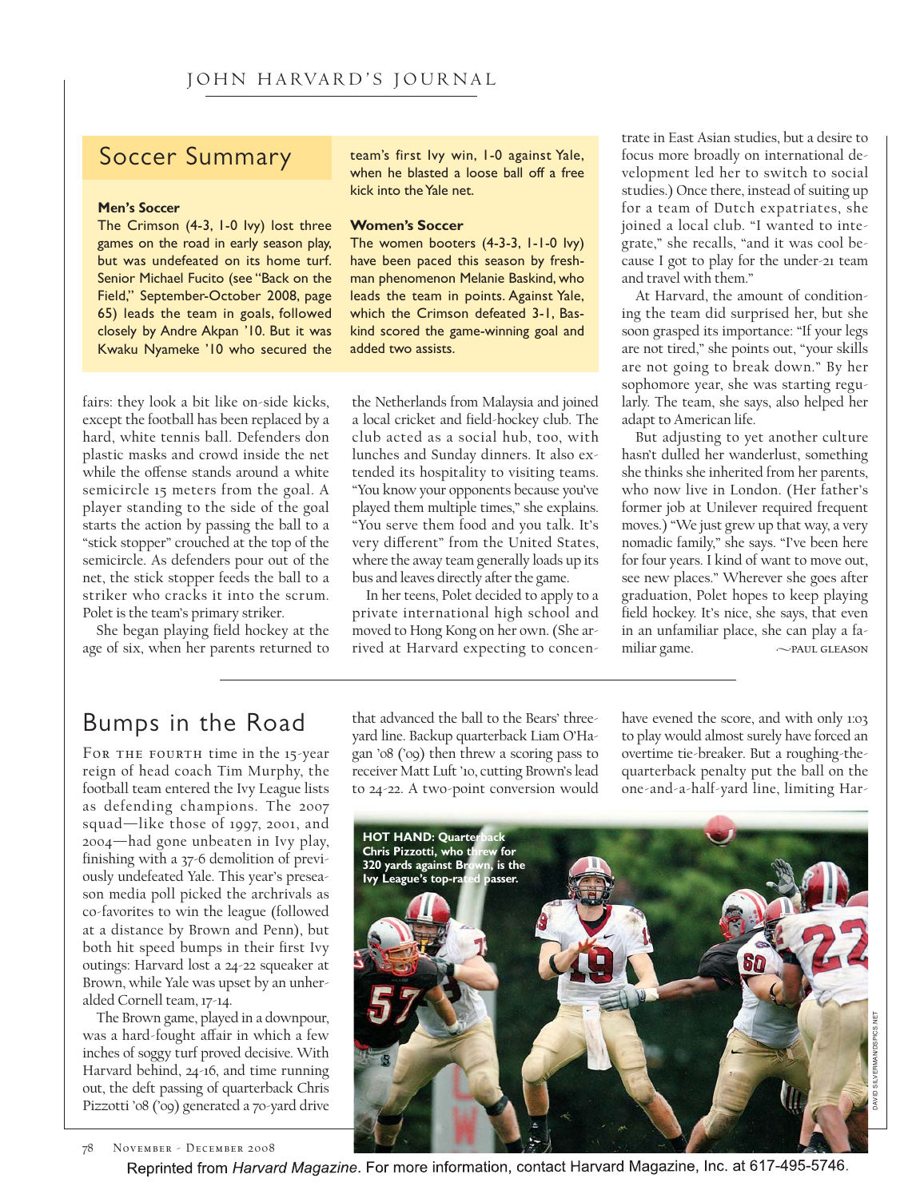## Soccer Summary

**Men's Soccer**

The Crimson (4-3, 1-0 Ivy) lost three games on the road in early season play, but was undefeated on its home turf. Senior Michael Fucito (see "Back on the Field," September-October 2008, page 65) leads the team in goals, followed closely by Andre Akpan '10. But it was Kwaku Nyameke '10 who secured the team's first Ivy win, 1-0 against Yale, when he blasted a loose ball off a free kick into the Yale net.

**Women's Soccer**

The women booters (4-3-3, 1-1-0 Ivy) have been paced this season by freshman phenomenon Melanie Baskind, who leads the team in points. Against Yale, which the Crimson defeated 3-1, Baskind scored the game-winning goal and added two assists.

fairs: they look a bit like on-side kicks, except the football has been replaced by a hard, white tennis ball. Defenders don plastic masks and crowd inside the net while the offense stands around a white semicircle 15 meters from the goal. A player standing to the side of the goal starts the action by passing the ball to a "stick stopper" crouched at the top of the semicircle. As defenders pour out of the net, the stick stopper feeds the ball to a striker who cracks it into the scrum. Polet is the team's primary striker.

She began playing field hockey at the age of six, when her parents returned to the Netherlands from Malaysia and joined a local cricket and field-hockey club. The club acted as a social hub, too, with lunches and Sunday dinners. It also extended its hospitality to visiting teams. "You know your opponents because you've played them multiple times," she explains. "You serve them food and you talk. It's very different" from the United States, where the away team generally loads up its bus and leaves directly after the game.

In her teens, Polet decided to apply to a private international high school and moved to Hong Kong on her own. (She arrived at Harvard expecting to concentrate in East Asian studies, but a desire to focus more broadly on international development led her to switch to social studies.) Once there, instead of suiting up for a team of Dutch expatriates, she joined a local club. "I wanted to integrate," she recalls, "and it was cool because I got to play for the under-21 team and travel with them."

At Harvard, the amount of conditioning the team did surprised her, but she soon grasped its importance: "If your legs are not tired," she points out, "your skills are not going to break down." By her sophomore year, she was starting regularly. The team, she says, also helped her adapt to American life.

But adjusting to yet another culture hasn't dulled her wanderlust, something she thinks she inherited from her parents, who now live in London. (Her father's former job at Unilever required frequent moves.) "We just grew up that way, a very nomadic family," she says. "I've been here for four years. I kind of want to move out, see new places." Wherever she goes after graduation, Polet hopes to keep playing field hockey. It's nice, she says, that even in an unfamiliar place, she can play a familiar game.

~PAUL GLEASON

## Bumps in the Road

For the fourth time in the 15-year reign of head coach Tim Murphy, the football team entered the Ivy League lists as defending champions. The 2007 squad—like those of 1997, 2001, and 2004—had gone unbeaten in Ivy play, finishing with a 37-6 demolition of previously undefeated Yale. This year's preseason media poll picked the archrivals as co-favorites to win the league (followed at a distance by Brown and Penn), but both hit speed bumps in their first Ivy outings: Harvard lost a 24-22 squeaker at Brown, while Yale was upset by an unheralded Cornell team, 17-14.

The Brown game, played in a downpour, was a hard-fought affair in which a few inches of soggy turf proved decisive. With Harvard behind, 24-16, and time running out, the deft passing of quarterback Chris Pizzotti '08 ('09) generated a 70-yard drive that advanced the ball to the Bears' three-yard line. Backup quarterback Liam O'Hagan '08 ('09) then threw a scoring pass to receiver Matt Luft '10, cutting Brown's lead to 24-22. A two-point conversion would have evened the score, and with only 1:03 to play would almost surely have forced an overtime tie-breaker. But a roughing-the-quarterback penalty put the ball on the one-and-a-half-yard line, limiting Har-

HOT HAND: Quarterback Chris Pizzotti, who threw for 320 yards against Brown, is the Ivy League's top-rated passer.

DAVID SILVERMAN/DSPICS.NET

Reprinted from *Harvard Magazine*. For more information, contact Harvard Magazine, Inc. at 617-495-5746.